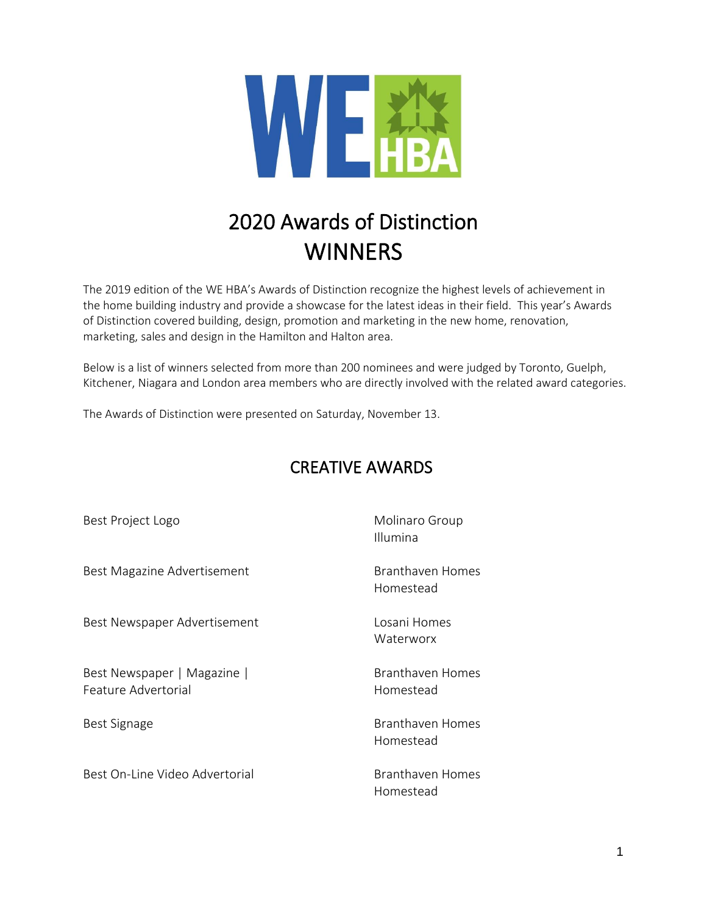# 2020 Awards of Distinction
# WINNERS

The 2019 edition of the WE HBA's Awards of Distinction recognize the highest levels of achievement in the home building industry and provide a showcase for the latest ideas in their field. This year's Awards of Distinction covered building, design, promotion and marketing in the new home, renovation, marketing, sales and design in the Hamilton and Halton area.

Below is a list of winners selected from more than 200 nominees and were judged by Toronto, Guelph, Kitchener, Niagara and London area members who are directly involved with the related award categories.

The Awards of Distinction were presented on Saturday, November 13.

## CREATIVE AWARDS

| Award | Winner |
|---|---|
| Best Project Logo | Molinaro Group<br>Illumina |
| Best Magazine Advertisement | Branthaven Homes<br>Homestead |
| Best Newspaper Advertisement | Losani Homes<br>Waterworx |
| Best Newspaper \| Magazine \| Feature Advertorial | Branthaven Homes<br>Homestead |
| Best Signage | Branthaven Homes<br>Homestead |
| Best On-Line Video Advertorial | Branthaven Homes<br>Homestead |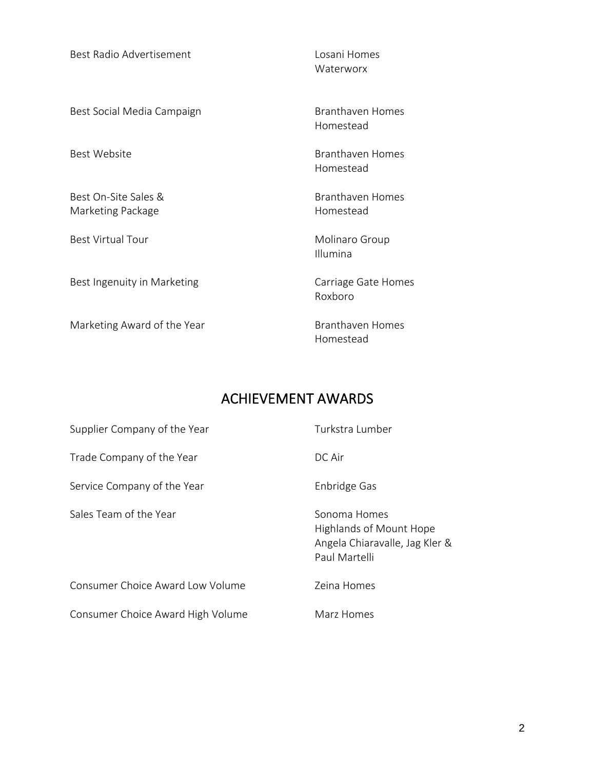| | |
|---|---|
| Best Radio Advertisement | Losani Homes<br>Waterworx |
| Best Social Media Campaign | Branthaven Homes<br>Homestead |
| Best Website | Branthaven Homes<br>Homestead |
| Best On-Site Sales & Marketing Package | Branthaven Homes<br>Homestead |
| Best Virtual Tour | Molinaro Group<br>Illumina |
| Best Ingenuity in Marketing | Carriage Gate Homes<br>Roxboro |
| Marketing Award of the Year | Branthaven Homes<br>Homestead |

## ACHIEVEMENT AWARDS

| | |
|---|---|
| Supplier Company of the Year | Turkstra Lumber |
| Trade Company of the Year | DC Air |
| Service Company of the Year | Enbridge Gas |
| Sales Team of the Year | Sonoma Homes<br>Highlands of Mount Hope<br>Angela Chiaravalle, Jag Kler & Paul Martelli |
| Consumer Choice Award Low Volume | Zeina Homes |
| Consumer Choice Award High Volume | Marz Homes |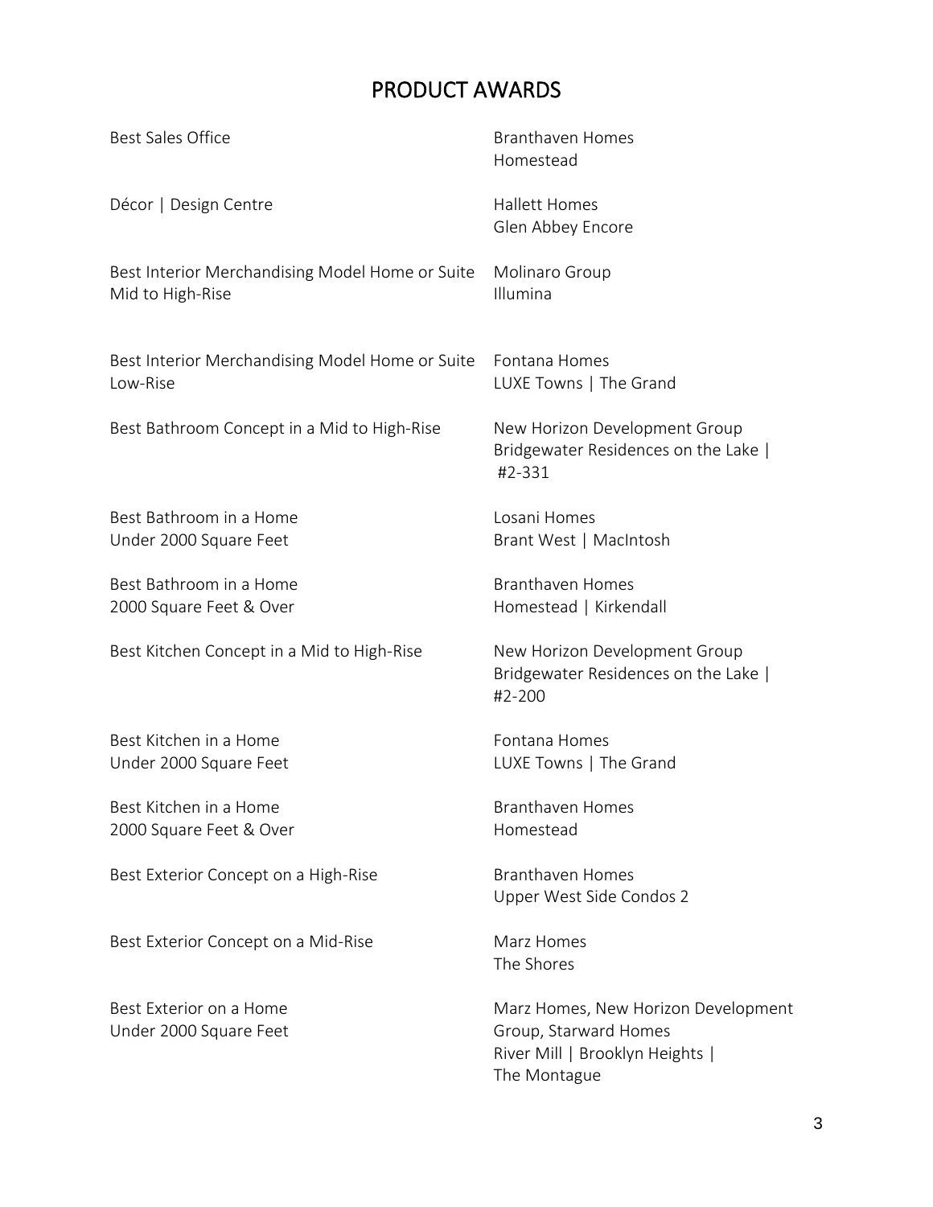# PRODUCT AWARDS

| Award | Winner |
| --- | --- |
| Best Sales Office | Branthaven Homes<br>Homestead |
| Décor \| Design Centre | Hallett Homes<br>Glen Abbey Encore |
| Best Interior Merchandising Model Home or Suite Mid to High-Rise | Molinaro Group<br>Illumina |
| Best Interior Merchandising Model Home or Suite Low-Rise | Fontana Homes<br>LUXE Towns \| The Grand |
| Best Bathroom Concept in a Mid to High-Rise | New Horizon Development Group<br>Bridgewater Residences on the Lake \| #2-331 |
| Best Bathroom in a Home Under 2000 Square Feet | Losani Homes<br>Brant West \| MacIntosh |
| Best Bathroom in a Home 2000 Square Feet & Over | Branthaven Homes<br>Homestead \| Kirkendall |
| Best Kitchen Concept in a Mid to High-Rise | New Horizon Development Group<br>Bridgewater Residences on the Lake \| #2-200 |
| Best Kitchen in a Home Under 2000 Square Feet | Fontana Homes<br>LUXE Towns \| The Grand |
| Best Kitchen in a Home 2000 Square Feet & Over | Branthaven Homes<br>Homestead |
| Best Exterior Concept on a High-Rise | Branthaven Homes<br>Upper West Side Condos 2 |
| Best Exterior Concept on a Mid-Rise | Marz Homes<br>The Shores |
| Best Exterior on a Home Under 2000 Square Feet | Marz Homes, New Horizon Development Group, Starward Homes<br>River Mill \| Brooklyn Heights \| The Montague |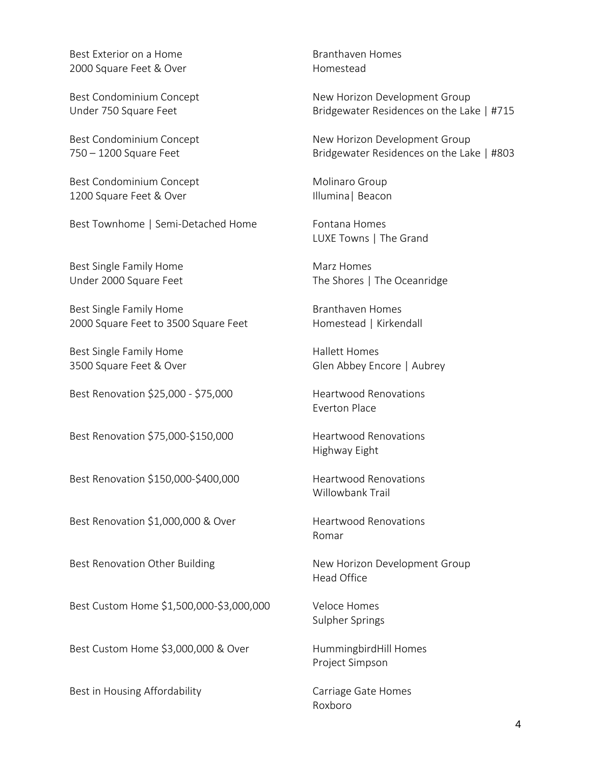| Category | Winner |
| --- | --- |
| Best Exterior on a Home<br>2000 Square Feet & Over | Branthaven Homes<br>Homestead |
| Best Condominium Concept<br>Under 750 Square Feet | New Horizon Development Group<br>Bridgewater Residences on the Lake &#124; #715 |
| Best Condominium Concept<br>750 – 1200 Square Feet | New Horizon Development Group<br>Bridgewater Residences on the Lake &#124; #803 |
| Best Condominium Concept<br>1200 Square Feet & Over | Molinaro Group<br>Illumina&#124; Beacon |
| Best Townhome &#124; Semi-Detached Home | Fontana Homes<br>LUXE Towns &#124; The Grand |
| Best Single Family Home<br>Under 2000 Square Feet | Marz Homes<br>The Shores &#124; The Oceanridge |
| Best Single Family Home<br>2000 Square Feet to 3500 Square Feet | Branthaven Homes<br>Homestead &#124; Kirkendall |
| Best Single Family Home<br>3500 Square Feet & Over | Hallett Homes<br>Glen Abbey Encore &#124; Aubrey |
| Best Renovation $25,000 - $75,000 | Heartwood Renovations<br>Everton Place |
| Best Renovation $75,000-$150,000 | Heartwood Renovations<br>Highway Eight |
| Best Renovation $150,000-$400,000 | Heartwood Renovations<br>Willowbank Trail |
| Best Renovation $1,000,000 & Over | Heartwood Renovations<br>Romar |
| Best Renovation Other Building | New Horizon Development Group<br>Head Office |
| Best Custom Home $1,500,000-$3,000,000 | Veloce Homes<br>Sulpher Springs |
| Best Custom Home $3,000,000 & Over | HummingbirdHill Homes<br>Project Simpson |
| Best in Housing Affordability | Carriage Gate Homes<br>Roxboro |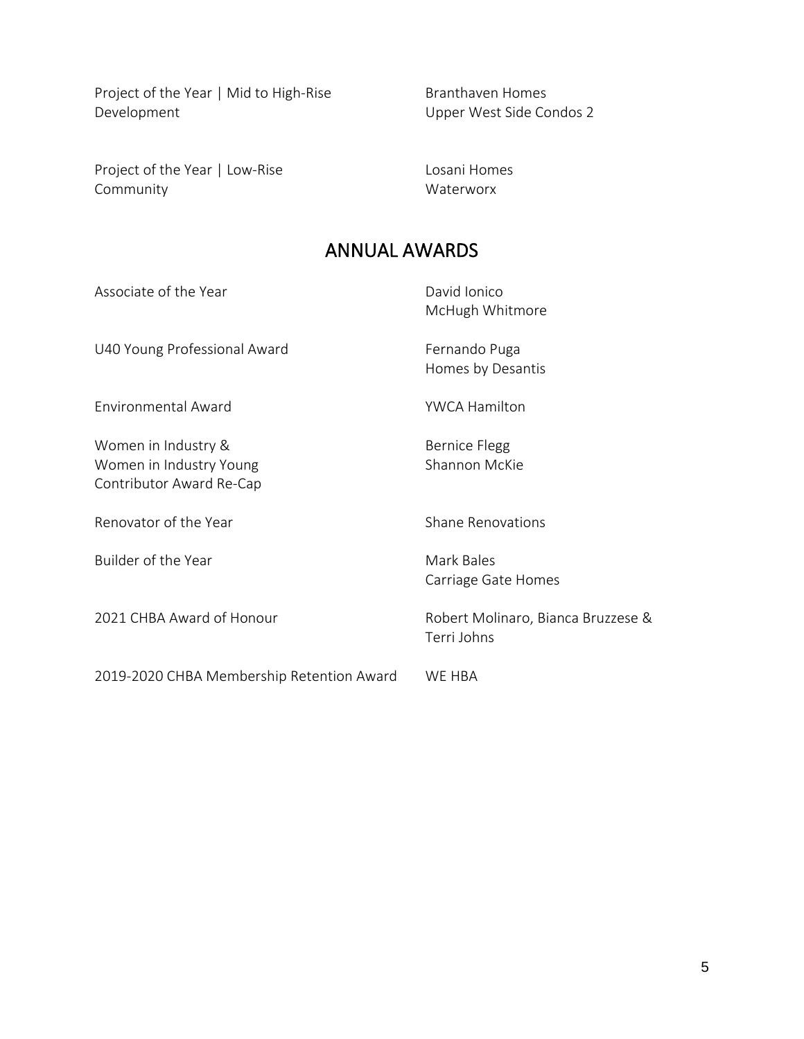| | |
|---|---|
| Project of the Year \| Mid to High-Rise Development | Branthaven Homes<br>Upper West Side Condos 2 |
| Project of the Year \| Low-Rise Community | Losani Homes<br>Waterworx |

## ANNUAL AWARDS

| | |
|---|---|
| Associate of the Year | David Ionico<br>McHugh Whitmore |
| U40 Young Professional Award | Fernando Puga<br>Homes by Desantis |
| Environmental Award | YWCA Hamilton |
| Women in Industry & Women in Industry Young Contributor Award Re-Cap | Bernice Flegg<br>Shannon McKie |
| Renovator of the Year | Shane Renovations |
| Builder of the Year | Mark Bales<br>Carriage Gate Homes |
| 2021 CHBA Award of Honour | Robert Molinaro, Bianca Bruzzese & Terri Johns |
| 2019-2020 CHBA Membership Retention Award | WE HBA |